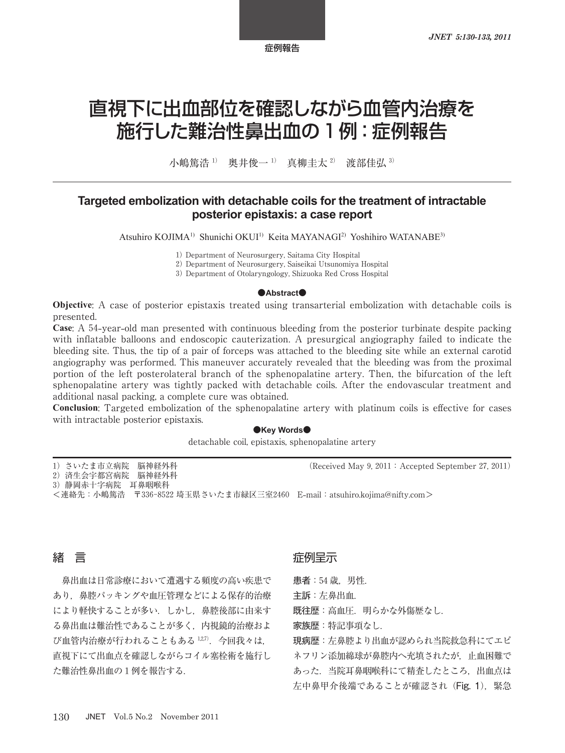症例報告

# 直視下に出血部位を確認しながら血管内治療を施行した難治性鼻出血の１例：症例報告

小嶋篤浩 [1]　奥井俊一 [1]　真柳圭太 [2]　渡部佳弘 [3]

## Targeted embolization with detachable coils for the treatment of intractable posterior epistaxis: a case report

Atsuhiro KOJIMA[1]  Shunichi OKUI[1]  Keita MAYANAGI[2]  Yoshihiro WATANABE[3]

1) Department of Neurosurgery, Saitama City Hospital
2) Department of Neurosurgery, Saiseikai Utsunomiya Hospital
3) Department of Otolaryngology, Shizuoka Red Cross Hospital

●Abstract●

**Objective**: A case of posterior epistaxis treated using transarterial embolization with detachable coils is presented.

**Case**: A 54-year-old man presented with continuous bleeding from the posterior turbinate despite packing with inflatable balloons and endoscopic cauterization. A presurgical angiography failed to indicate the bleeding site. Thus, the tip of a pair of forceps was attached to the bleeding site while an external carotid angiography was performed. This maneuver accurately revealed that the bleeding was from the proximal portion of the left posterolateral branch of the sphenopalatine artery. Then, the bifurcation of the left sphenopalatine artery was tightly packed with detachable coils. After the endovascular treatment and additional nasal packing, a complete cure was obtained.

**Conclusion**: Targeted embolization of the sphenopalatine artery with platinum coils is effective for cases with intractable posterior epistaxis.

●Key Words●

detachable coil, epistaxis, sphenopalatine artery

1）さいたま市立病院　脳神経外科
2）済生会宇都宮病院　脳神経外科
3）静岡赤十字病院　耳鼻咽喉科

（Received May 9, 2011：Accepted September 27, 2011）

＜連絡先：小嶋篤浩　〒336-8522 埼玉県さいたま市緑区三室2460　E-mail：atsuhiro.kojima@nifty.com＞

## 緒　言

鼻出血は日常診療において遭遇する頻度の高い疾患であり，鼻腔パッキングや血圧管理などによる保存的治療により軽快することが多い．しかし，鼻腔後部に由来する鼻出血は難治性であることが多く，内視鏡的治療および血管内治療が行われることもある [1,2,7]．今回我々は，直視下にて出血点を確認しながらコイル塞栓術を施行した難治性鼻出血の１例を報告する．

## 症例呈示

**患者**：54 歳，男性.

**主訴**：左鼻出血.

**既往歴**：高血圧．明らかな外傷歴なし．

**家族歴**：特記事項なし．

**現病歴**：左鼻腔より出血が認められ当院救急科にてエピネフリン添加綿球が鼻腔内へ充填されたが，止血困難であった．当院耳鼻咽喉科にて精査したところ，出血点は左中鼻甲介後端であることが確認され（Fig. 1），緊急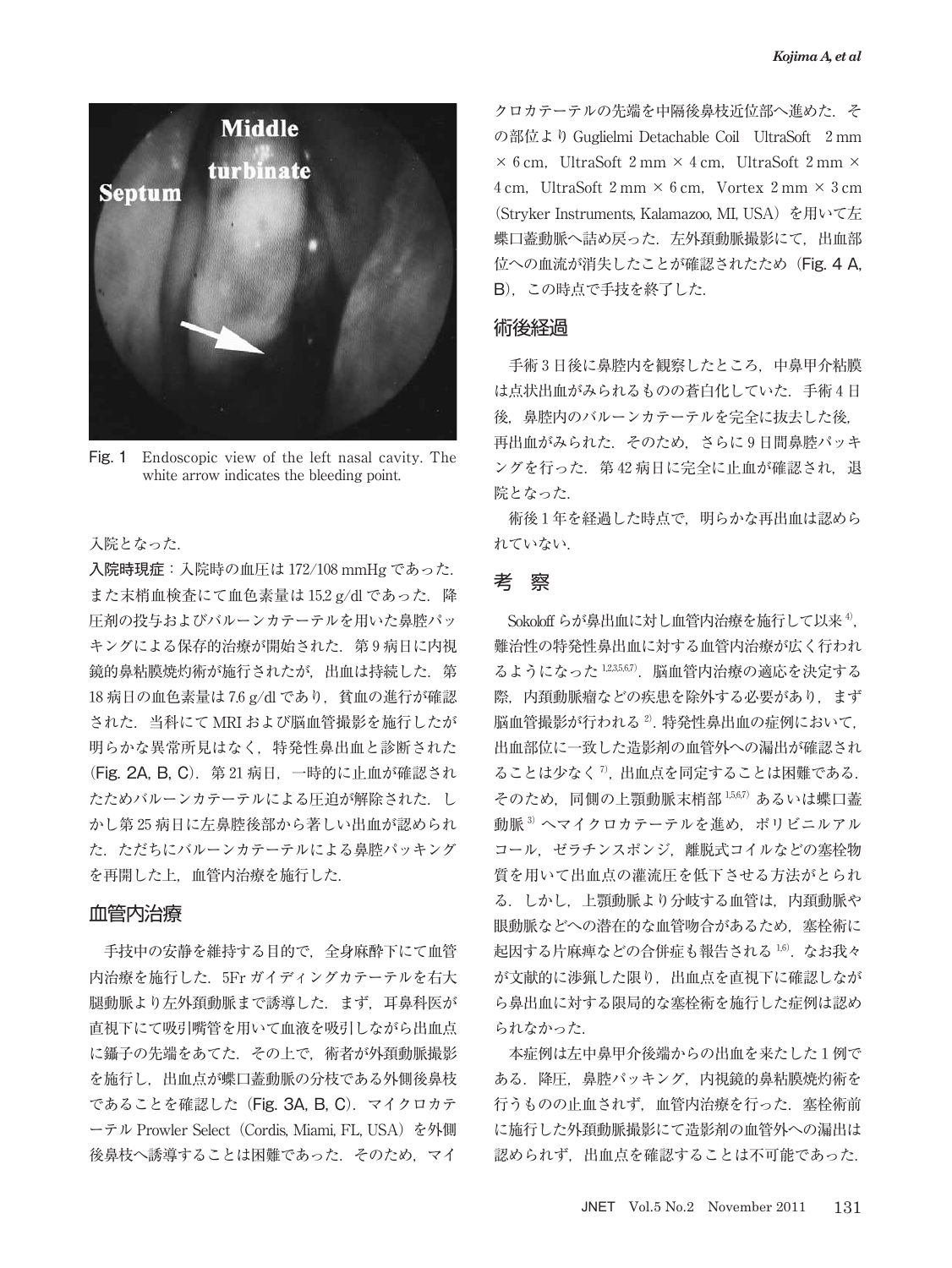Fig. 1　Endoscopic view of the left nasal cavity. The white arrow indicates the bleeding point.

入院となった．

**入院時現症**：入院時の血圧は 172/108 mmHg であった．また末梢血検査にて血色素量は 15.2 g/dl であった．降圧剤の投与およびバルーンカテーテルを用いた鼻腔パッキングによる保存的治療が開始された．第 9 病日に内視鏡的鼻粘膜焼灼術が施行されたが，出血は持続した．第 18 病日の血色素量は 7.6 g/dl であり，貧血の進行が確認された．当科にて MRI および脳血管撮影を施行したが明らかな異常所見はなく，特発性鼻出血と診断された（Fig. 2A, B, C）．第 21 病日，一時的に止血が確認されたためバルーンカテーテルによる圧迫が解除された．しかし第 25 病日に左鼻腔後部から著しい出血が認められた．ただちにバルーンカテーテルによる鼻腔パッキングを再開した上，血管内治療を施行した．

## 血管内治療

手技中の安静を維持する目的で，全身麻酔下にて血管内治療を施行した．5Fr ガイディングカテーテルを右大腿動脈より左外頚動脈まで誘導した．まず，耳鼻科医が直視下にて吸引嘴管を用いて血液を吸引しながら出血点に鑷子の先端をあてた．その上で，術者が外頚動脈撮影を施行し，出血点が蝶口蓋動脈の分枝である外側後鼻枝であることを確認した（Fig. 3A, B, C）．マイクロカテーテル Prowler Select（Cordis, Miami, FL, USA）を外側後鼻枝へ誘導することは困難であった．そのため，マイクロカテーテルの先端を中隔後鼻枝近位部へ進めた．その部位より Guglielmi Detachable Coil　UltraSoft　2 mm × 6 cm，UltraSoft 2 mm × 4 cm，UltraSoft 2 mm × 4 cm，UltraSoft 2 mm × 6 cm，Vortex 2 mm × 3 cm（Stryker Instruments, Kalamazoo, MI, USA）を用いて左蝶口蓋動脈へ詰め戻った．左外頚動脈撮影にて，出血部位への血流が消失したことが確認されたため（Fig. 4 A, B），この時点で手技を終了した．

## 術後経過

手術 3 日後に鼻腔内を観察したところ，中鼻甲介粘膜は点状出血がみられるものの蒼白化していた．手術 4 日後，鼻腔内のバルーンカテーテルを完全に抜去した後，再出血がみられた．そのため，さらに 9 日間鼻腔パッキングを行った．第 42 病日に完全に止血が確認され，退院となった．

術後 1 年を経過した時点で，明らかな再出血は認められていない．

## 考　察

Sokoloff らが鼻出血に対し血管内治療を施行して以来[4]，難治性の特発性鼻出血に対する血管内治療が広く行われるようになった[1,2,3,5,6,7]．脳血管内治療の適応を決定する際，内頚動脈瘤などの疾患を除外する必要があり，まず脳血管撮影が行われる[2]．特発性鼻出血の症例において，出血部位に一致した造影剤の血管外への漏出が確認されることは少なく[7]，出血点を同定することは困難である．そのため，同側の上顎動脈末梢部[1,5,6,7]あるいは蝶口蓋動脈[3]へマイクロカテーテルを進め，ポリビニルアルコール，ゼラチンスポンジ，離脱式コイルなどの塞栓物質を用いて出血点の灌流圧を低下させる方法がとられる．しかし，上顎動脈より分岐する血管は，内頚動脈や眼動脈などへの潜在的な血管吻合があるため，塞栓術に起因する片麻痺などの合併症も報告される[1,6]．なお我々が文献的に渉猟した限り，出血点を直視下に確認しながら鼻出血に対する限局的な塞栓術を施行した症例は認められなかった．

本症例は左中鼻甲介後端からの出血を来たした 1 例である．降圧，鼻腔パッキング，内視鏡的鼻粘膜焼灼術を行うものの止血されず，血管内治療を行った．塞栓術前に施行した外頚動脈撮影にて造影剤の血管外への漏出は認められず，出血点を確認することは不可能であった．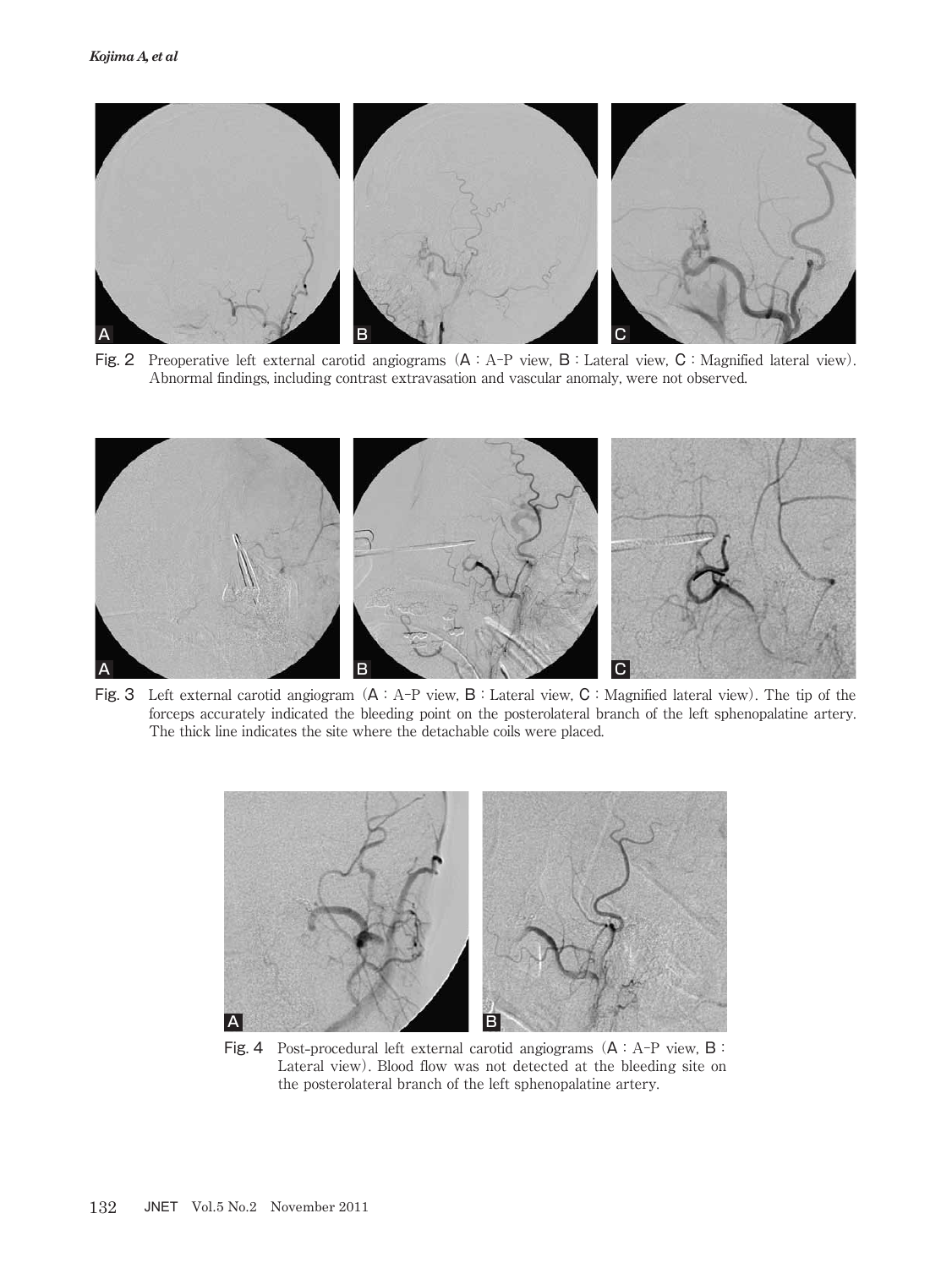Fig. 2 Preoperative left external carotid angiograms (A : A-P view, B : Lateral view, C : Magnified lateral view). Abnormal findings, including contrast extravasation and vascular anomaly, were not observed.

Fig. 3 Left external carotid angiogram (A : A-P view, B : Lateral view, C : Magnified lateral view). The tip of the forceps accurately indicated the bleeding point on the posterolateral branch of the left sphenopalatine artery. The thick line indicates the site where the detachable coils were placed.

Fig. 4 Post-procedural left external carotid angiograms (A : A-P view, B : Lateral view). Blood flow was not detected at the bleeding site on the posterolateral branch of the left sphenopalatine artery.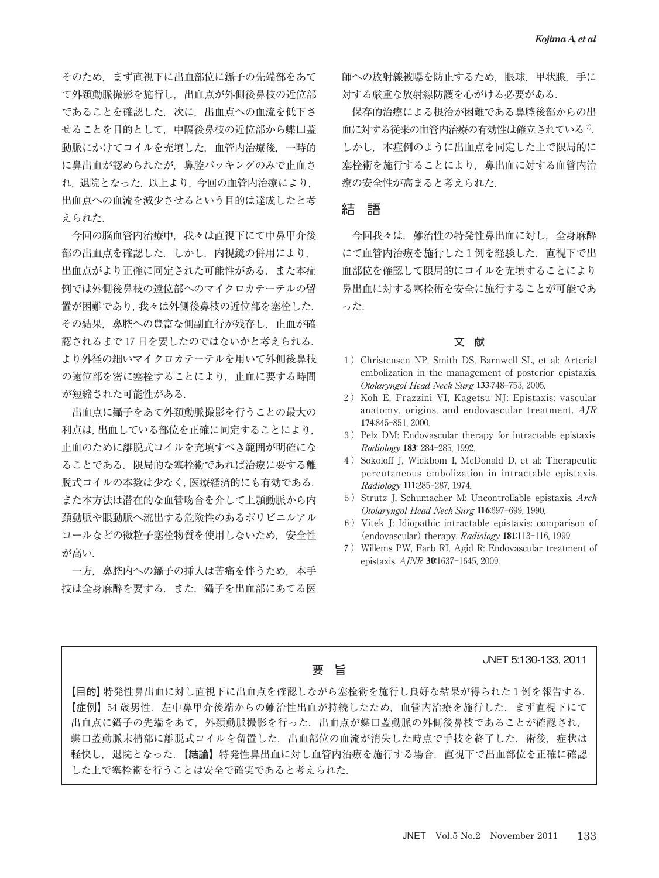そのため，まず直視下に出血部位に鑷子の先端部をあてて外頚動脈撮影を施行し，出血点が外側後鼻枝の近位部であることを確認した．次に，出血点への血流を低下させることを目的として，中隔後鼻枝の近位部から蝶口蓋動脈にかけてコイルを充填した．血管内治療後，一時的に鼻出血が認められたが，鼻腔パッキングのみで止血され，退院となった．以上より，今回の血管内治療により，出血点への血流を減少させるという目的は達成したと考えられた．

今回の脳血管内治療中，我々は直視下にて中鼻甲介後部の出血点を確認した．しかし，内視鏡の併用により，出血点がより正確に同定された可能性がある．また本症例では外側後鼻枝の遠位部へのマイクロカテーテルの留置が困難であり，我々は外側後鼻枝の近位部を塞栓した．その結果，鼻腔への豊富な側副血行が残存し，止血が確認されるまで 17 日を要したのではないかと考えられる．より外径の細いマイクロカテーテルを用いて外側後鼻枝の遠位部を密に塞栓することにより，止血に要する時間が短縮された可能性がある．

出血点に鑷子をあて外頚動脈撮影を行うことの最大の利点は，出血している部位を正確に同定することにより，止血のために離脱式コイルを充填すべき範囲が明確になることである．限局的な塞栓術であれば治療に要する離脱式コイルの本数は少なく，医療経済的にも有効である．また本方法は潜在的な血管吻合を介して上顎動脈から内頚動脈や眼動脈へ流出する危険性のあるポリビニルアルコールなどの微粒子塞栓物質を使用しないため，安全性が高い．

一方，鼻腔内への鑷子の挿入は苦痛を伴うため，本手技は全身麻酔を要する．また，鑷子を出血部にあてる医師への放射線被曝を防止するため，眼球，甲状腺，手に対する厳重な放射線防護を心がける必要がある．

保存的治療による根治が困難である鼻腔後部からの出血に対する従来の血管内治療の有効性は確立されている[7]．しかし，本症例のように出血点を同定した上で限局的に塞栓術を施行することにより，鼻出血に対する血管内治療の安全性が高まると考えられた．

## 結　語

今回我々は，難治性の特発性鼻出血に対し，全身麻酔にて血管内治療を施行した 1 例を経験した．直視下で出血部位を確認して限局的にコイルを充填することにより鼻出血に対する塞栓術を安全に施行することが可能であった．

## 文　献

1) Christensen NP, Smith DS, Barnwell SL, et al: Arterial embolization in the management of posterior epistaxis. *Otolaryngol Head Neck Surg* **133**:748-753, 2005.
2) Koh E, Frazzini VI, Kagetsu NJ: Epistaxis: vascular anatomy, origins, and endovascular treatment. *AJR* **174**:845-851, 2000.
3) Pelz DM: Endovascular therapy for intractable epistaxis. *Radiology* **183**: 284-285, 1992.
4) Sokoloff J, Wickbom I, McDonald D, et al: Therapeutic percutaneous embolization in intractable epistaxis. *Radiology* **111**:285-287, 1974.
5) Strutz J, Schumacher M: Uncontrollable epistaxis. *Arch Otolaryngol Head Neck Surg* **116**:697-699, 1990.
6) Vitek J: Idiopathic intractable epistaxis: comparison of (endovascular) therapy. *Radiology* **181**:113-116, 1999.
7) Willems PW, Farb RI, Agid R: Endovascular treatment of epistaxis. *AJNR* **30**:1637-1645, 2009.

---

## 要　旨

JNET 5:130-133, 2011

**【目的】**特発性鼻出血に対し直視下に出血点を確認しながら塞栓術を施行し良好な結果が得られた 1 例を報告する．**【症例】**54 歳男性．左中鼻甲介後端からの難治性出血が持続したため，血管内治療を施行した．まず直視下にて出血点に鑷子の先端部をあて，外頚動脈撮影を行った．出血点が蝶口蓋動脈の外側後鼻枝であることが確認され，蝶口蓋動脈末梢部に離脱式コイルを留置した．出血部位の血流が消失した時点で手技を終了した．術後，症状は軽快し，退院となった．**【結論】**特発性鼻出血に対し血管内治療を施行する場合，直視下で出血部位を正確に確認した上で塞栓術を行うことは安全で確実であると考えられた．